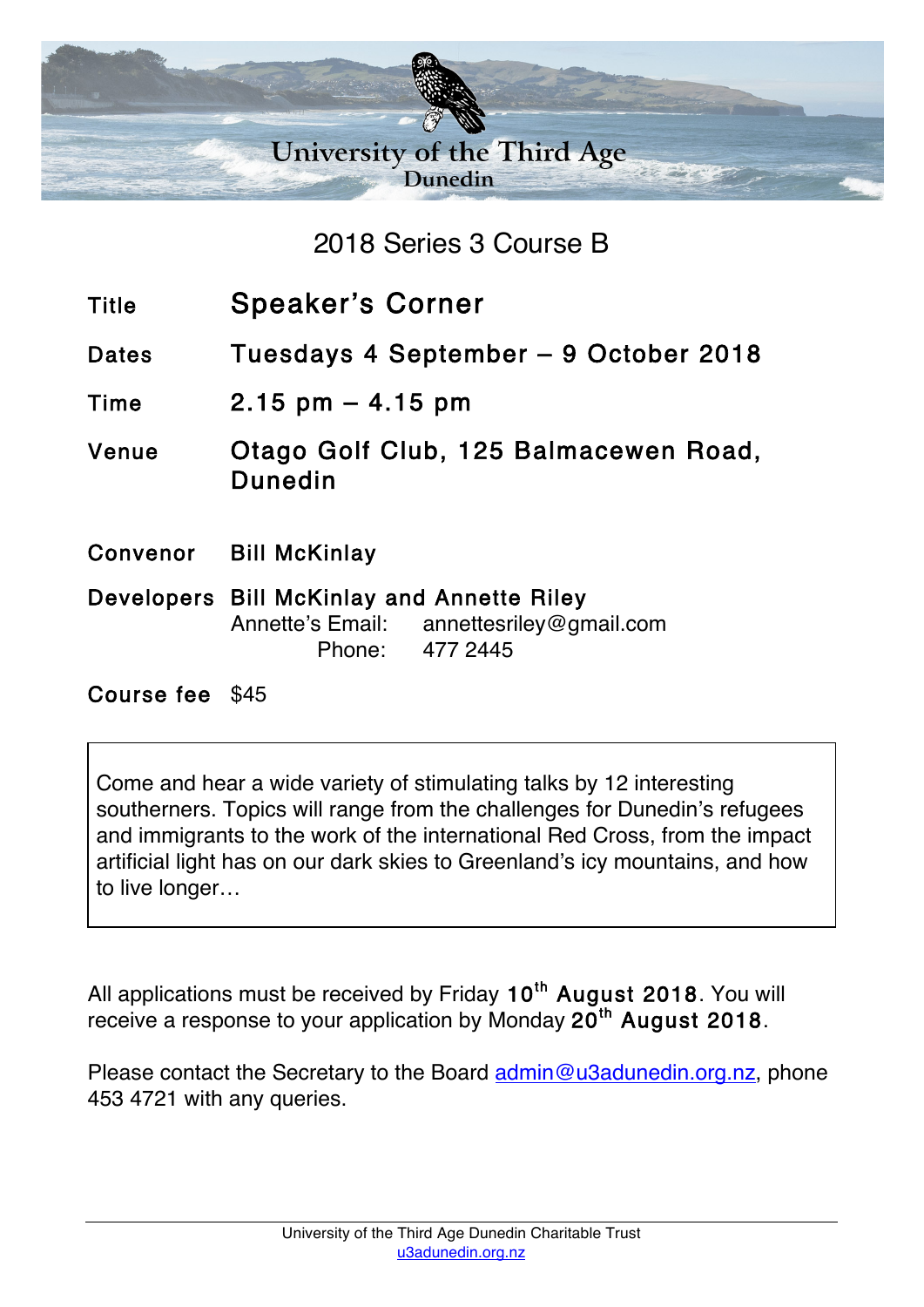University of the Third Age
Dunedin

## 2018 Series 3 Course B

| | |
|---|---|
| **Title** | **Speaker's Corner** |
| **Dates** | **Tuesdays 4 September – 9 October 2018** |
| **Time** | **2.15 pm – 4.15 pm** |
| **Venue** | **Otago Golf Club, 125 Balmacewen Road, Dunedin** |
| **Convenor** | **Bill McKinlay** |
| **Developers** | **Bill McKinlay and Annette Riley**<br>Annette's Email: annettesriley@gmail.com<br>Phone: 477 2445 |
| **Course fee** | $45 |

Come and hear a wide variety of stimulating talks by 12 interesting southerners. Topics will range from the challenges for Dunedin's refugees and immigrants to the work of the international Red Cross, from the impact artificial light has on our dark skies to Greenland's icy mountains, and how to live longer…

All applications must be received by Friday **10th August 2018**. You will receive a response to your application by Monday **20th August 2018**.

Please contact the Secretary to the Board admin@u3adunedin.org.nz, phone 453 4721 with any queries.

University of the Third Age Dunedin Charitable Trust
u3adunedin.org.nz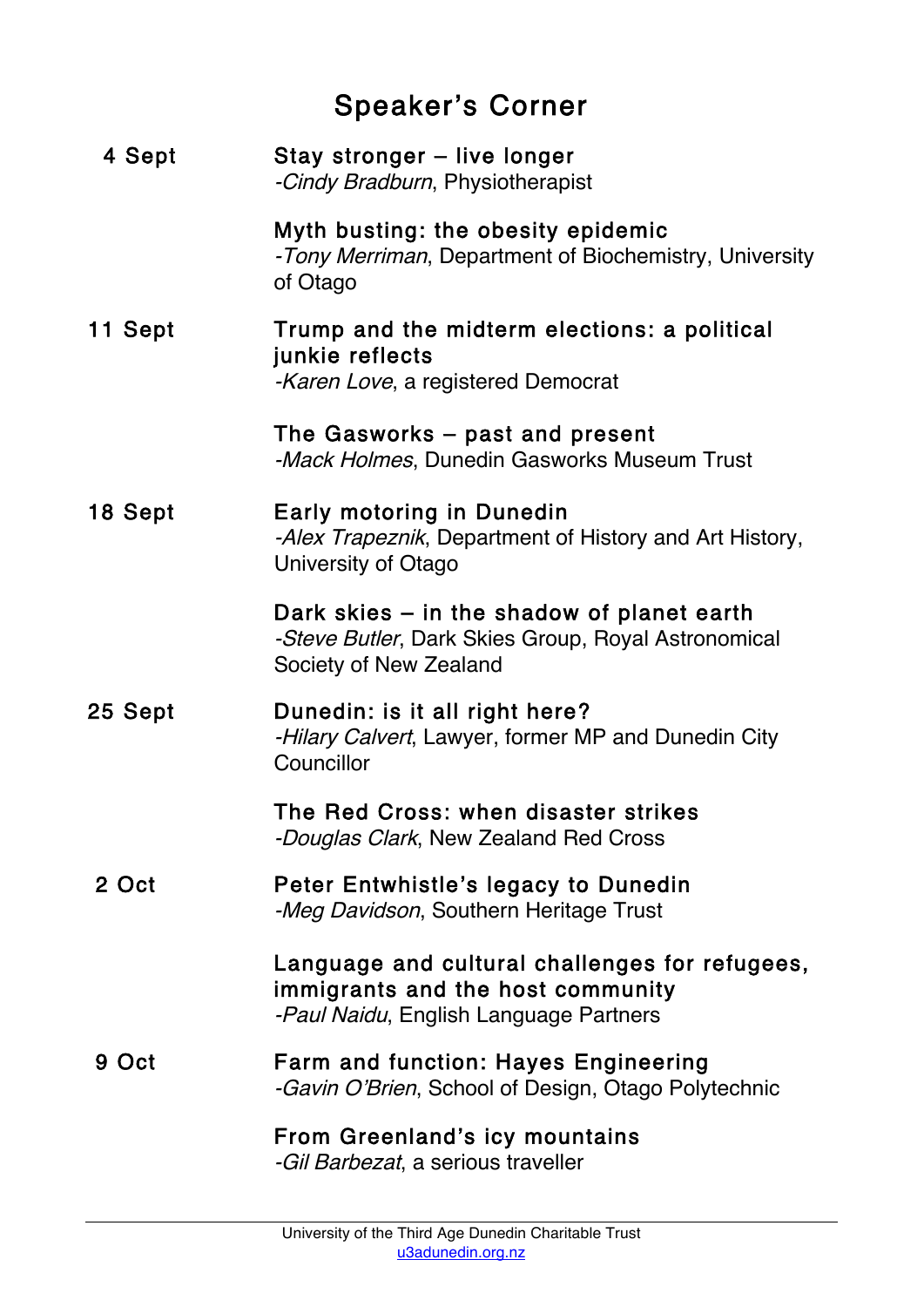# Speaker's Corner

| | |
|---|---|
| 4 Sept | **Stay stronger – live longer**<br>-*Cindy Bradburn*, Physiotherapist |
| | **Myth busting: the obesity epidemic**<br>-*Tony Merriman*, Department of Biochemistry, University of Otago |
| 11 Sept | **Trump and the midterm elections: a political junkie reflects**<br>-*Karen Love*, a registered Democrat |
| | **The Gasworks – past and present**<br>-*Mack Holmes*, Dunedin Gasworks Museum Trust |
| 18 Sept | **Early motoring in Dunedin**<br>-*Alex Trapeznik*, Department of History and Art History, University of Otago |
| | **Dark skies – in the shadow of planet earth**<br>-*Steve Butler*, Dark Skies Group, Royal Astronomical Society of New Zealand |
| 25 Sept | **Dunedin: is it all right here?**<br>-*Hilary Calvert*, Lawyer, former MP and Dunedin City Councillor |
| | **The Red Cross: when disaster strikes**<br>-*Douglas Clark*, New Zealand Red Cross |
| 2 Oct | **Peter Entwhistle's legacy to Dunedin**<br>-*Meg Davidson*, Southern Heritage Trust |
| | **Language and cultural challenges for refugees, immigrants and the host community**<br>-*Paul Naidu*, English Language Partners |
| 9 Oct | **Farm and function: Hayes Engineering**<br>-*Gavin O'Brien*, School of Design, Otago Polytechnic |
| | **From Greenland's icy mountains**<br>-*Gil Barbezat*, a serious traveller |